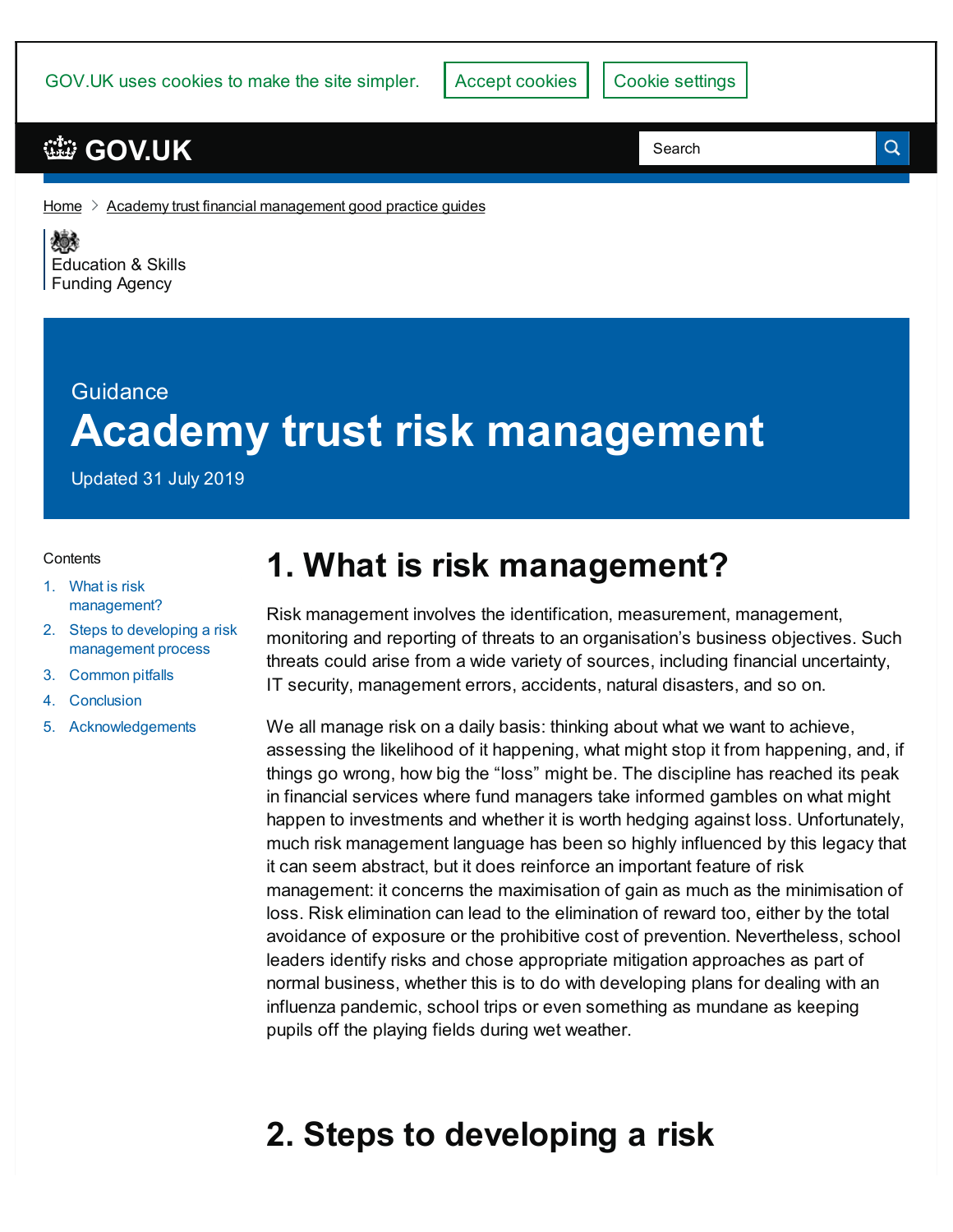GOV.UK uses cookies to make the site simpler. Accept cookies Cookie settings

GOV.UK

Search

Home > Academy trust financial management good practice guides

Education & Skills Funding Agency

Guidance

# Academy trust risk management

Updated 31 July 2019

Contents

1. What is risk management?
2. Steps to developing a risk management process
3. Common pitfalls
4. Conclusion
5. Acknowledgements

## 1. What is risk management?

Risk management involves the identification, measurement, management, monitoring and reporting of threats to an organisation's business objectives. Such threats could arise from a wide variety of sources, including financial uncertainty, IT security, management errors, accidents, natural disasters, and so on.

We all manage risk on a daily basis: thinking about what we want to achieve, assessing the likelihood of it happening, what might stop it from happening, and, if things go wrong, how big the "loss" might be. The discipline has reached its peak in financial services where fund managers take informed gambles on what might happen to investments and whether it is worth hedging against loss. Unfortunately, much risk management language has been so highly influenced by this legacy that it can seem abstract, but it does reinforce an important feature of risk management: it concerns the maximisation of gain as much as the minimisation of loss. Risk elimination can lead to the elimination of reward too, either by the total avoidance of exposure or the prohibitive cost of prevention. Nevertheless, school leaders identify risks and chose appropriate mitigation approaches as part of normal business, whether this is to do with developing plans for dealing with an influenza pandemic, school trips or even something as mundane as keeping pupils off the playing fields during wet weather.

## 2. Steps to developing a risk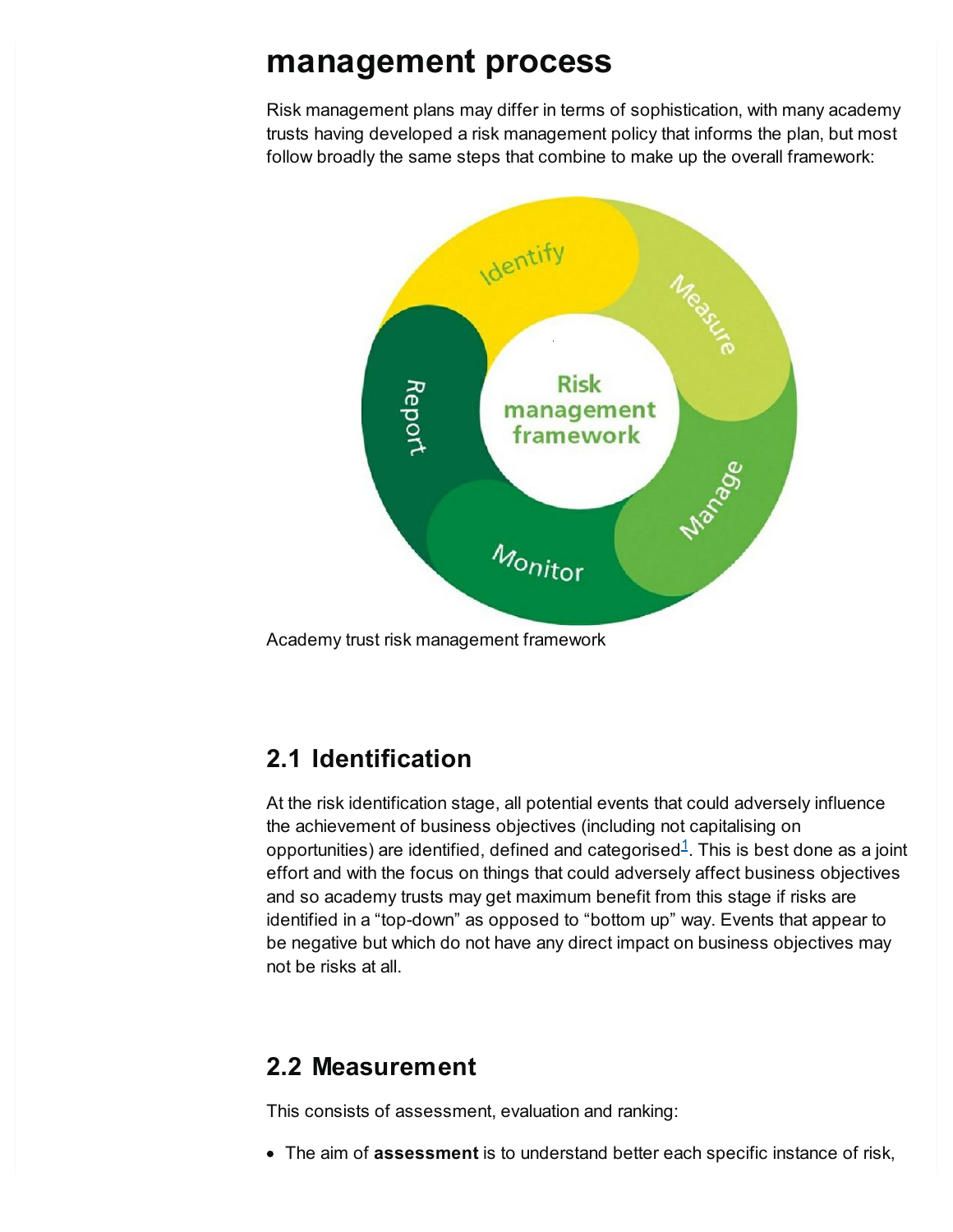# management process

Risk management plans may differ in terms of sophistication, with many academy trusts having developed a risk management policy that informs the plan, but most follow broadly the same steps that combine to make up the overall framework:

Academy trust risk management framework

## 2.1 Identification

At the risk identification stage, all potential events that could adversely influence the achievement of business objectives (including not capitalising on opportunities) are identified, defined and categorised[1]. This is best done as a joint effort and with the focus on things that could adversely affect business objectives and so academy trusts may get maximum benefit from this stage if risks are identified in a “top-down” as opposed to “bottom up” way. Events that appear to be negative but which do not have any direct impact on business objectives may not be risks at all.

## 2.2 Measurement

This consists of assessment, evaluation and ranking:

- The aim of **assessment** is to understand better each specific instance of risk,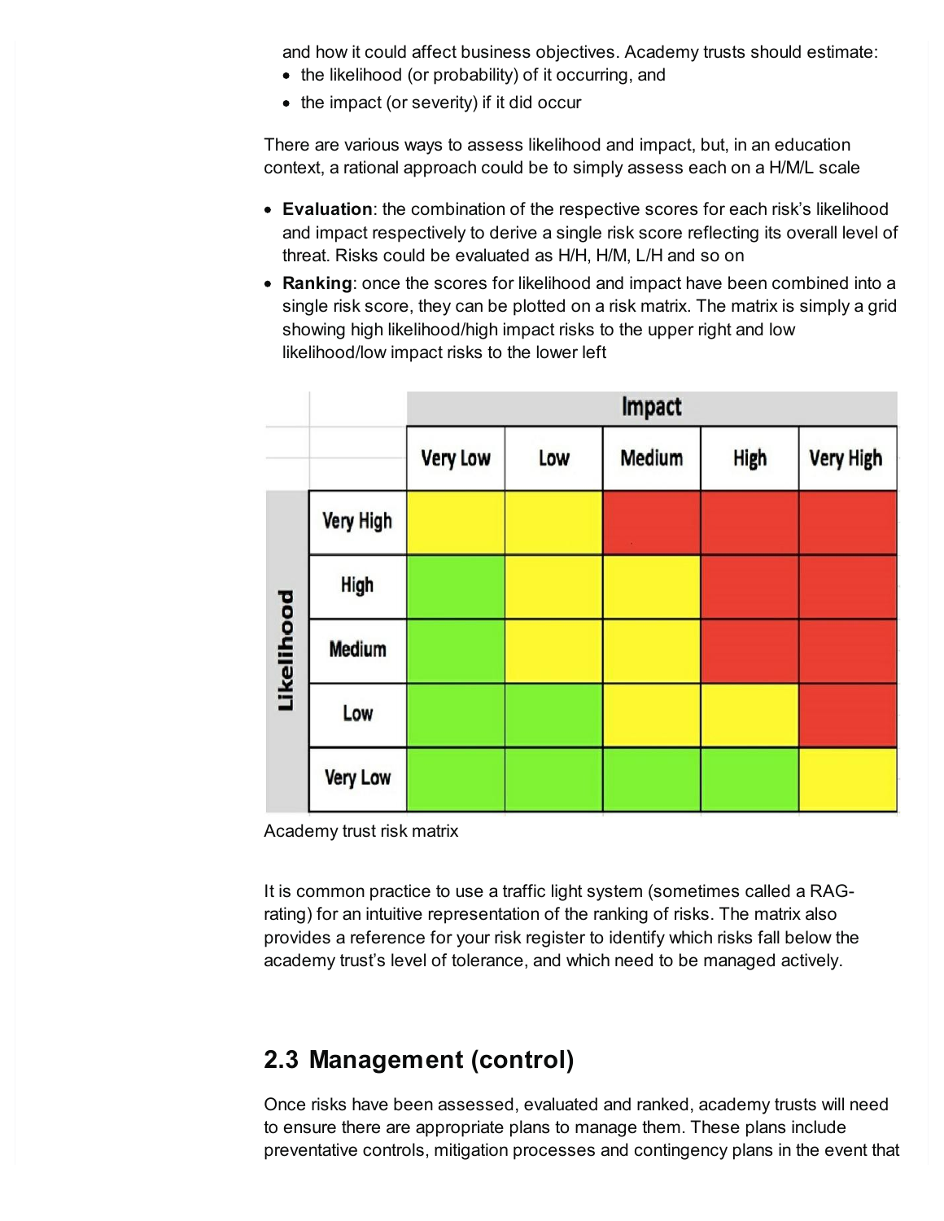and how it could affect business objectives. Academy trusts should estimate:

- the likelihood (or probability) of it occurring, and
- the impact (or severity) if it did occur

There are various ways to assess likelihood and impact, but, in an education context, a rational approach could be to simply assess each on a H/M/L scale

- **Evaluation**: the combination of the respective scores for each risk's likelihood and impact respectively to derive a single risk score reflecting its overall level of threat. Risks could be evaluated as H/H, H/M, L/H and so on
- **Ranking**: once the scores for likelihood and impact have been combined into a single risk score, they can be plotted on a risk matrix. The matrix is simply a grid showing high likelihood/high impact risks to the upper right and low likelihood/low impact risks to the lower left

| | | Impact | | | | |
|---|---|---|---|---|---|---|
| | | Very Low | Low | Medium | High | Very High |
| Likelihood | Very High | Yellow | Yellow | Red | Red | Red |
| | High | Green | Yellow | Yellow | Red | Red |
| | Medium | Green | Yellow | Yellow | Red | Red |
| | Low | Green | Green | Yellow | Yellow | Red |
| | Very Low | Green | Green | Green | Green | Yellow |

Academy trust risk matrix

It is common practice to use a traffic light system (sometimes called a RAG-rating) for an intuitive representation of the ranking of risks. The matrix also provides a reference for your risk register to identify which risks fall below the academy trust's level of tolerance, and which need to be managed actively.

## 2.3 Management (control)

Once risks have been assessed, evaluated and ranked, academy trusts will need to ensure there are appropriate plans to manage them. These plans include preventative controls, mitigation processes and contingency plans in the event that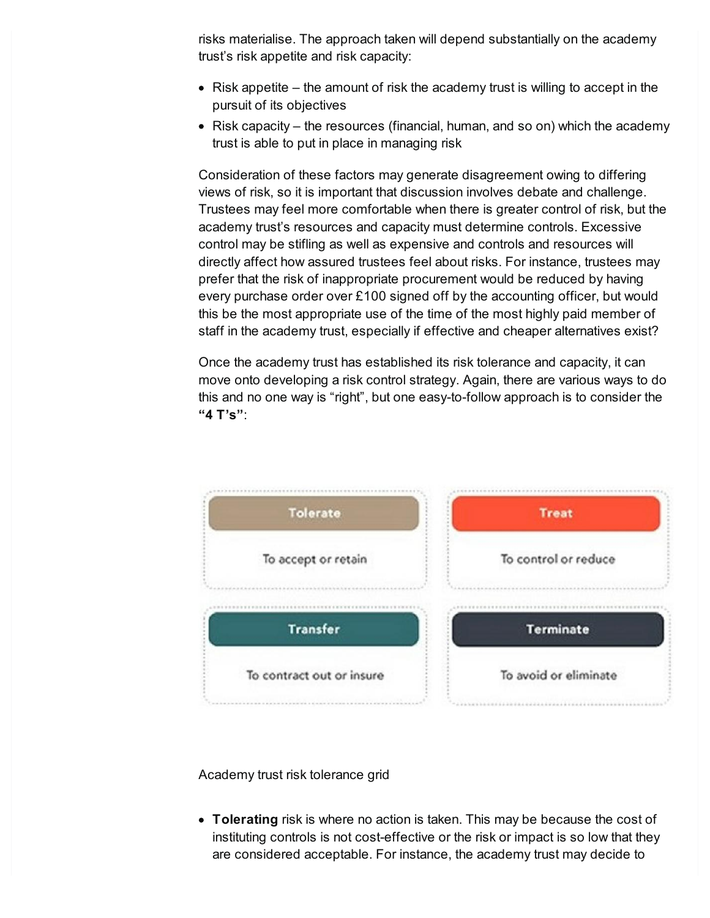risks materialise. The approach taken will depend substantially on the academy trust's risk appetite and risk capacity:

- Risk appetite – the amount of risk the academy trust is willing to accept in the pursuit of its objectives
- Risk capacity – the resources (financial, human, and so on) which the academy trust is able to put in place in managing risk

Consideration of these factors may generate disagreement owing to differing views of risk, so it is important that discussion involves debate and challenge. Trustees may feel more comfortable when there is greater control of risk, but the academy trust's resources and capacity must determine controls. Excessive control may be stifling as well as expensive and controls and resources will directly affect how assured trustees feel about risks. For instance, trustees may prefer that the risk of inappropriate procurement would be reduced by having every purchase order over £100 signed off by the accounting officer, but would this be the most appropriate use of the time of the most highly paid member of staff in the academy trust, especially if effective and cheaper alternatives exist?

Once the academy trust has established its risk tolerance and capacity, it can move onto developing a risk control strategy. Again, there are various ways to do this and no one way is "right", but one easy-to-follow approach is to consider the **"4 T's"**:

| Tolerate | Treat |
| --- | --- |
| To accept or retain | To control or reduce |
| **Transfer** | **Terminate** |
| To contract out or insure | To avoid or eliminate |

Academy trust risk tolerance grid

- **Tolerating** risk is where no action is taken. This may be because the cost of instituting controls is not cost-effective or the risk or impact is so low that they are considered acceptable. For instance, the academy trust may decide to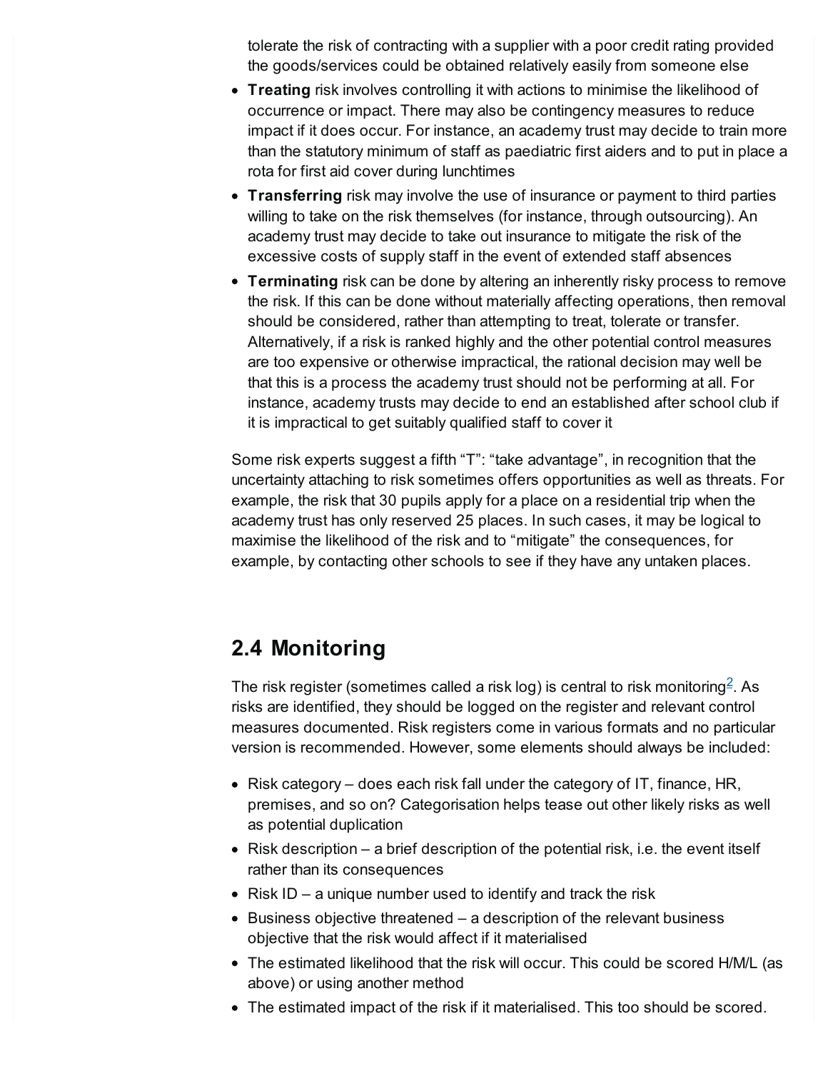tolerate the risk of contracting with a supplier with a poor credit rating provided the goods/services could be obtained relatively easily from someone else

- **Treating** risk involves controlling it with actions to minimise the likelihood of occurrence or impact. There may also be contingency measures to reduce impact if it does occur. For instance, an academy trust may decide to train more than the statutory minimum of staff as paediatric first aiders and to put in place a rota for first aid cover during lunchtimes
- **Transferring** risk may involve the use of insurance or payment to third parties willing to take on the risk themselves (for instance, through outsourcing). An academy trust may decide to take out insurance to mitigate the risk of the excessive costs of supply staff in the event of extended staff absences
- **Terminating** risk can be done by altering an inherently risky process to remove the risk. If this can be done without materially affecting operations, then removal should be considered, rather than attempting to treat, tolerate or transfer. Alternatively, if a risk is ranked highly and the other potential control measures are too expensive or otherwise impractical, the rational decision may well be that this is a process the academy trust should not be performing at all. For instance, academy trusts may decide to end an established after school club if it is impractical to get suitably qualified staff to cover it

Some risk experts suggest a fifth "T": "take advantage", in recognition that the uncertainty attaching to risk sometimes offers opportunities as well as threats. For example, the risk that 30 pupils apply for a place on a residential trip when the academy trust has only reserved 25 places. In such cases, it may be logical to maximise the likelihood of the risk and to "mitigate" the consequences, for example, by contacting other schools to see if they have any untaken places.

## 2.4 Monitoring

The risk register (sometimes called a risk log) is central to risk monitoring[2]. As risks are identified, they should be logged on the register and relevant control measures documented. Risk registers come in various formats and no particular version is recommended. However, some elements should always be included:

- Risk category – does each risk fall under the category of IT, finance, HR, premises, and so on? Categorisation helps tease out other likely risks as well as potential duplication
- Risk description – a brief description of the potential risk, i.e. the event itself rather than its consequences
- Risk ID – a unique number used to identify and track the risk
- Business objective threatened – a description of the relevant business objective that the risk would affect if it materialised
- The estimated likelihood that the risk will occur. This could be scored H/M/L (as above) or using another method
- The estimated impact of the risk if it materialised. This too should be scored.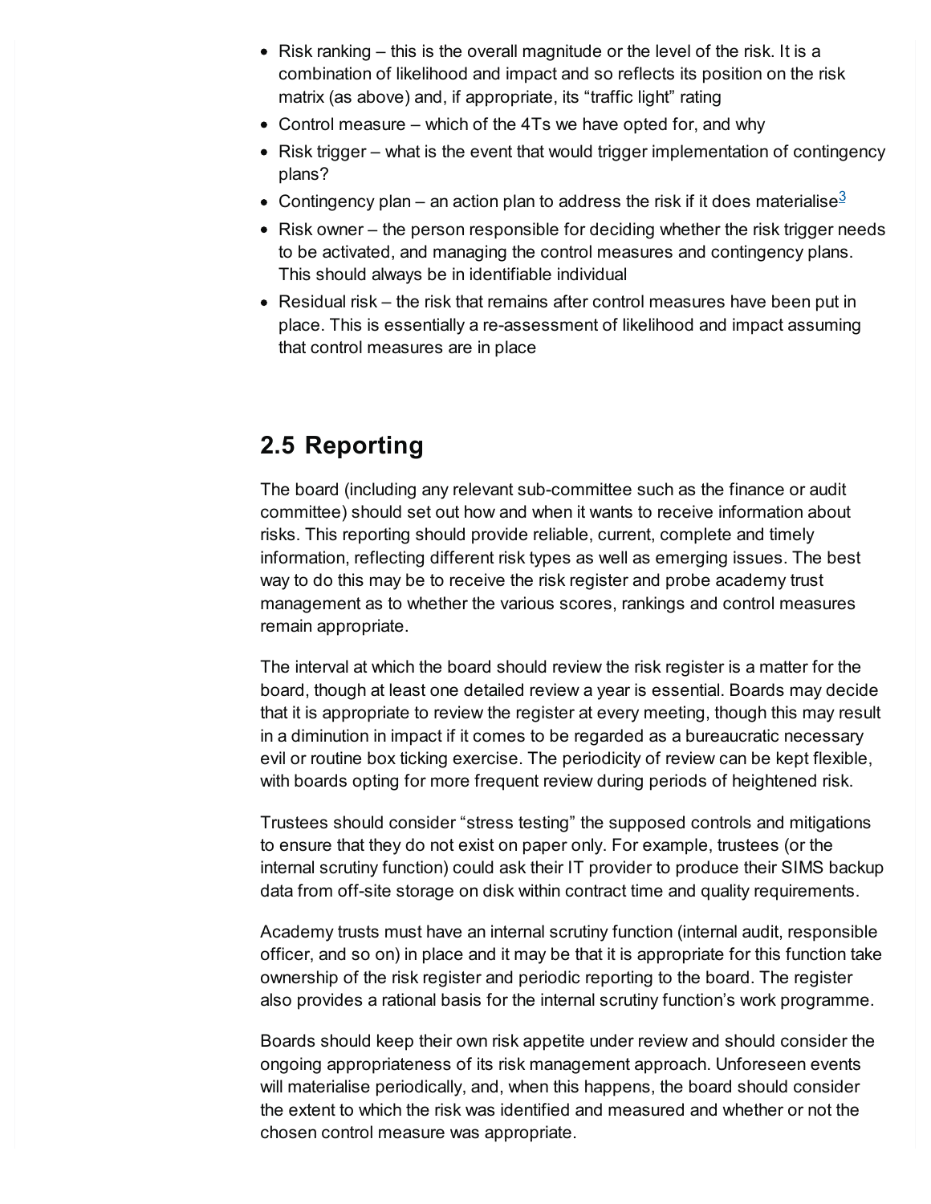- Risk ranking – this is the overall magnitude or the level of the risk. It is a combination of likelihood and impact and so reflects its position on the risk matrix (as above) and, if appropriate, its "traffic light" rating
- Control measure – which of the 4Ts we have opted for, and why
- Risk trigger – what is the event that would trigger implementation of contingency plans?
- Contingency plan – an action plan to address the risk if it does materialise[3]
- Risk owner – the person responsible for deciding whether the risk trigger needs to be activated, and managing the control measures and contingency plans. This should always be in identifiable individual
- Residual risk – the risk that remains after control measures have been put in place. This is essentially a re-assessment of likelihood and impact assuming that control measures are in place

## 2.5 Reporting

The board (including any relevant sub-committee such as the finance or audit committee) should set out how and when it wants to receive information about risks. This reporting should provide reliable, current, complete and timely information, reflecting different risk types as well as emerging issues. The best way to do this may be to receive the risk register and probe academy trust management as to whether the various scores, rankings and control measures remain appropriate.

The interval at which the board should review the risk register is a matter for the board, though at least one detailed review a year is essential. Boards may decide that it is appropriate to review the register at every meeting, though this may result in a diminution in impact if it comes to be regarded as a bureaucratic necessary evil or routine box ticking exercise. The periodicity of review can be kept flexible, with boards opting for more frequent review during periods of heightened risk.

Trustees should consider "stress testing" the supposed controls and mitigations to ensure that they do not exist on paper only. For example, trustees (or the internal scrutiny function) could ask their IT provider to produce their SIMS backup data from off-site storage on disk within contract time and quality requirements.

Academy trusts must have an internal scrutiny function (internal audit, responsible officer, and so on) in place and it may be that it is appropriate for this function take ownership of the risk register and periodic reporting to the board. The register also provides a rational basis for the internal scrutiny function's work programme.

Boards should keep their own risk appetite under review and should consider the ongoing appropriateness of its risk management approach. Unforeseen events will materialise periodically, and, when this happens, the board should consider the extent to which the risk was identified and measured and whether or not the chosen control measure was appropriate.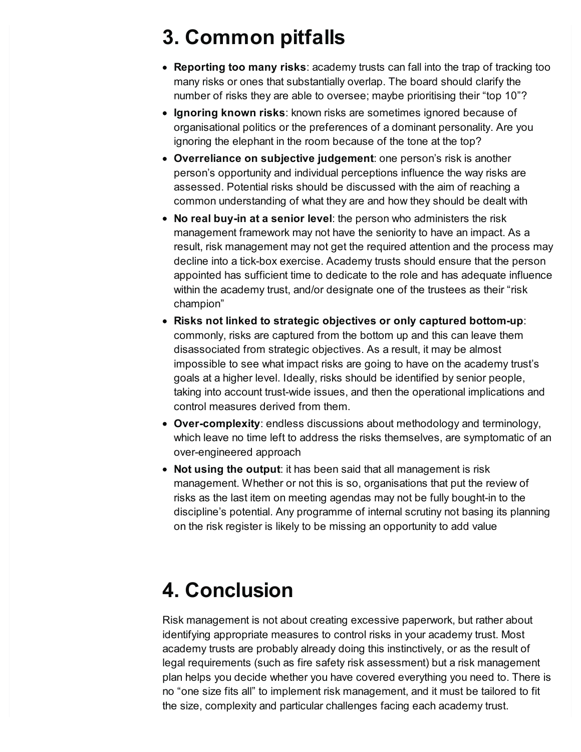## 3. Common pitfalls

- **Reporting too many risks**: academy trusts can fall into the trap of tracking too many risks or ones that substantially overlap. The board should clarify the number of risks they are able to oversee; maybe prioritising their "top 10"?
- **Ignoring known risks**: known risks are sometimes ignored because of organisational politics or the preferences of a dominant personality. Are you ignoring the elephant in the room because of the tone at the top?
- **Overreliance on subjective judgement**: one person's risk is another person's opportunity and individual perceptions influence the way risks are assessed. Potential risks should be discussed with the aim of reaching a common understanding of what they are and how they should be dealt with
- **No real buy-in at a senior level**: the person who administers the risk management framework may not have the seniority to have an impact. As a result, risk management may not get the required attention and the process may decline into a tick-box exercise. Academy trusts should ensure that the person appointed has sufficient time to dedicate to the role and has adequate influence within the academy trust, and/or designate one of the trustees as their "risk champion"
- **Risks not linked to strategic objectives or only captured bottom-up**: commonly, risks are captured from the bottom up and this can leave them disassociated from strategic objectives. As a result, it may be almost impossible to see what impact risks are going to have on the academy trust's goals at a higher level. Ideally, risks should be identified by senior people, taking into account trust-wide issues, and then the operational implications and control measures derived from them.
- **Over-complexity**: endless discussions about methodology and terminology, which leave no time left to address the risks themselves, are symptomatic of an over-engineered approach
- **Not using the output**: it has been said that all management is risk management. Whether or not this is so, organisations that put the review of risks as the last item on meeting agendas may not be fully bought-in to the discipline's potential. Any programme of internal scrutiny not basing its planning on the risk register is likely to be missing an opportunity to add value

## 4. Conclusion

Risk management is not about creating excessive paperwork, but rather about identifying appropriate measures to control risks in your academy trust. Most academy trusts are probably already doing this instinctively, or as the result of legal requirements (such as fire safety risk assessment) but a risk management plan helps you decide whether you have covered everything you need to. There is no "one size fits all" to implement risk management, and it must be tailored to fit the size, complexity and particular challenges facing each academy trust.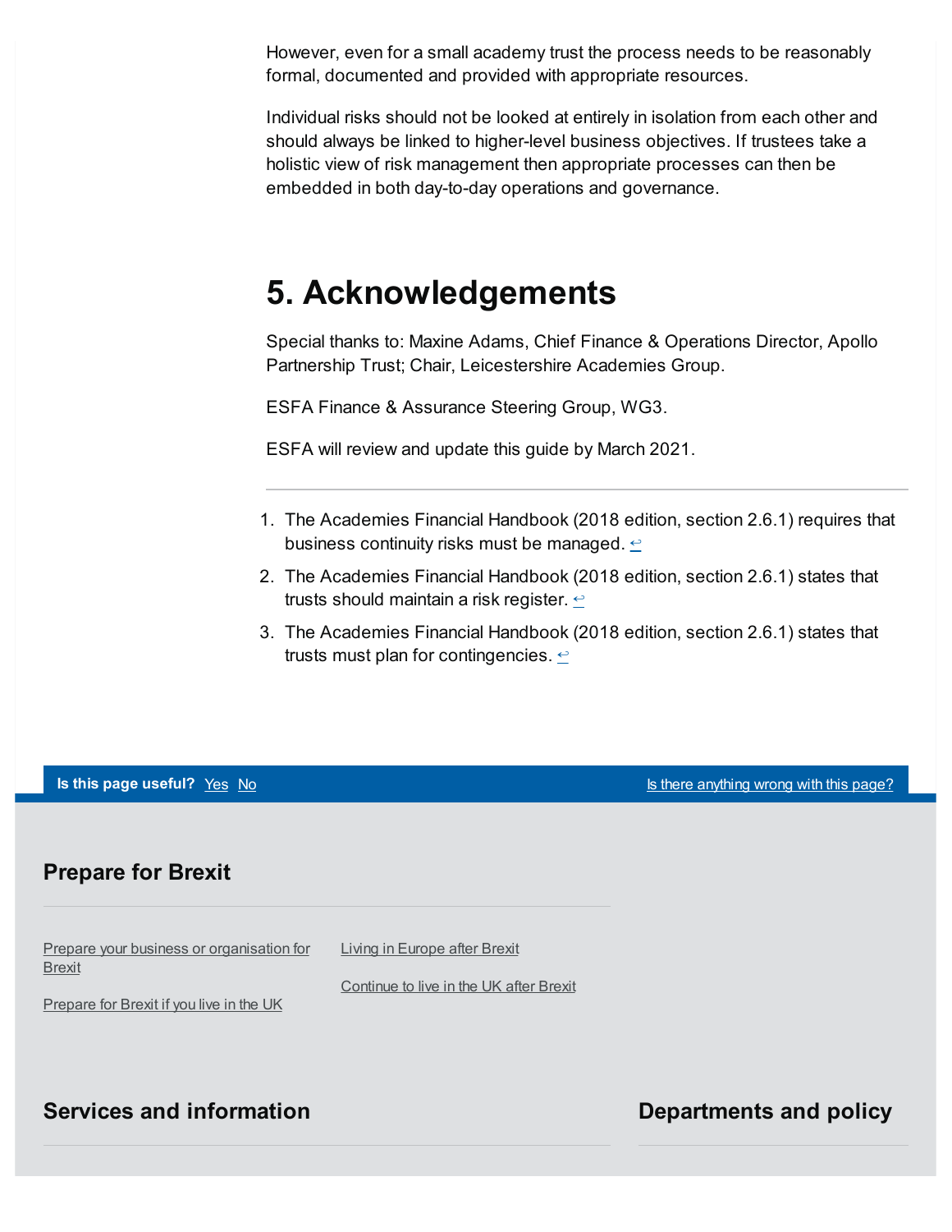However, even for a small academy trust the process needs to be reasonably formal, documented and provided with appropriate resources.

Individual risks should not be looked at entirely in isolation from each other and should always be linked to higher-level business objectives. If trustees take a holistic view of risk management then appropriate processes can then be embedded in both day-to-day operations and governance.

## 5. Acknowledgements

Special thanks to: Maxine Adams, Chief Finance & Operations Director, Apollo Partnership Trust; Chair, Leicestershire Academies Group.

ESFA Finance & Assurance Steering Group, WG3.

ESFA will review and update this guide by March 2021.

---

1. The Academies Financial Handbook (2018 edition, section 2.6.1) requires that business continuity risks must be managed. ↩
2. The Academies Financial Handbook (2018 edition, section 2.6.1) states that trusts should maintain a risk register. ↩
3. The Academies Financial Handbook (2018 edition, section 2.6.1) states that trusts must plan for contingencies. ↩

**Is this page useful?** Yes No  Is there anything wrong with this page?

### Prepare for Brexit

Prepare your business or organisation for Brexit

Prepare for Brexit if you live in the UK

Living in Europe after Brexit

Continue to live in the UK after Brexit

### Services and information

### Departments and policy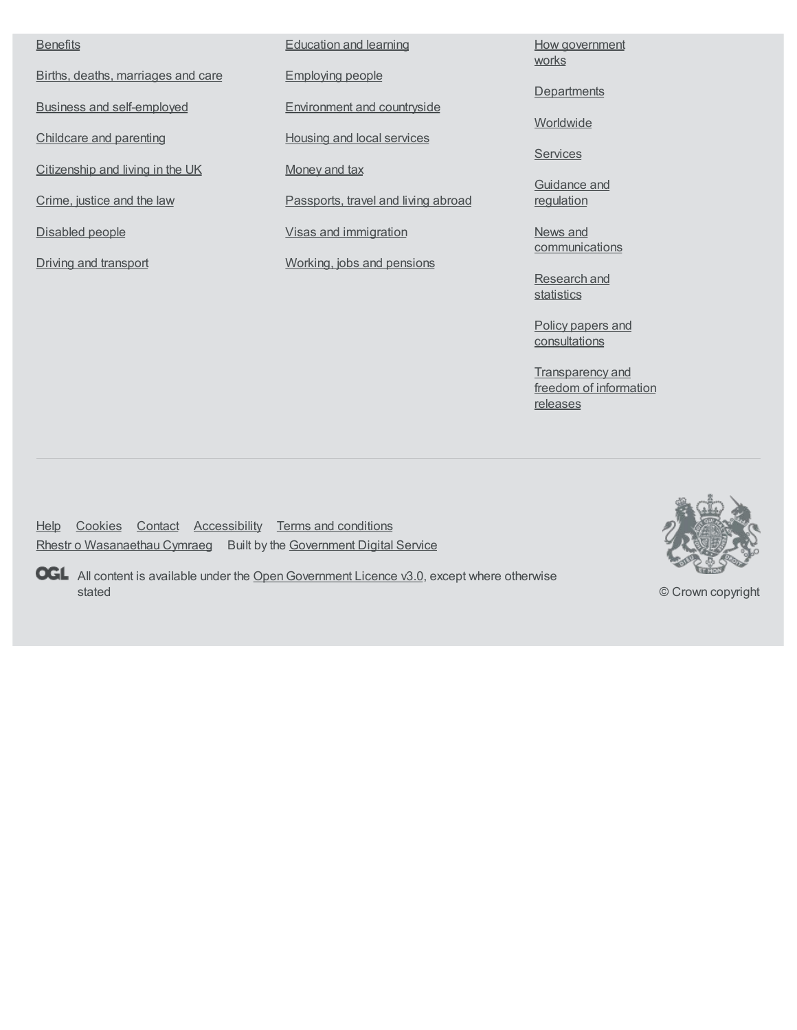- Benefits
- Births, deaths, marriages and care
- Business and self-employed
- Childcare and parenting
- Citizenship and living in the UK
- Crime, justice and the law
- Disabled people
- Driving and transport

- Education and learning
- Employing people
- Environment and countryside
- Housing and local services
- Money and tax
- Passports, travel and living abroad
- Visas and immigration
- Working, jobs and pensions

- How government works
- Departments
- Worldwide
- Services
- Guidance and regulation
- News and communications
- Research and statistics
- Policy papers and consultations
- Transparency and freedom of information releases

---

Help Cookies Contact Accessibility Terms and conditions

Rhestr o Wasanaethau Cymraeg Built by the Government Digital Service

OGL All content is available under the Open Government Licence v3.0, except where otherwise stated

© Crown copyright